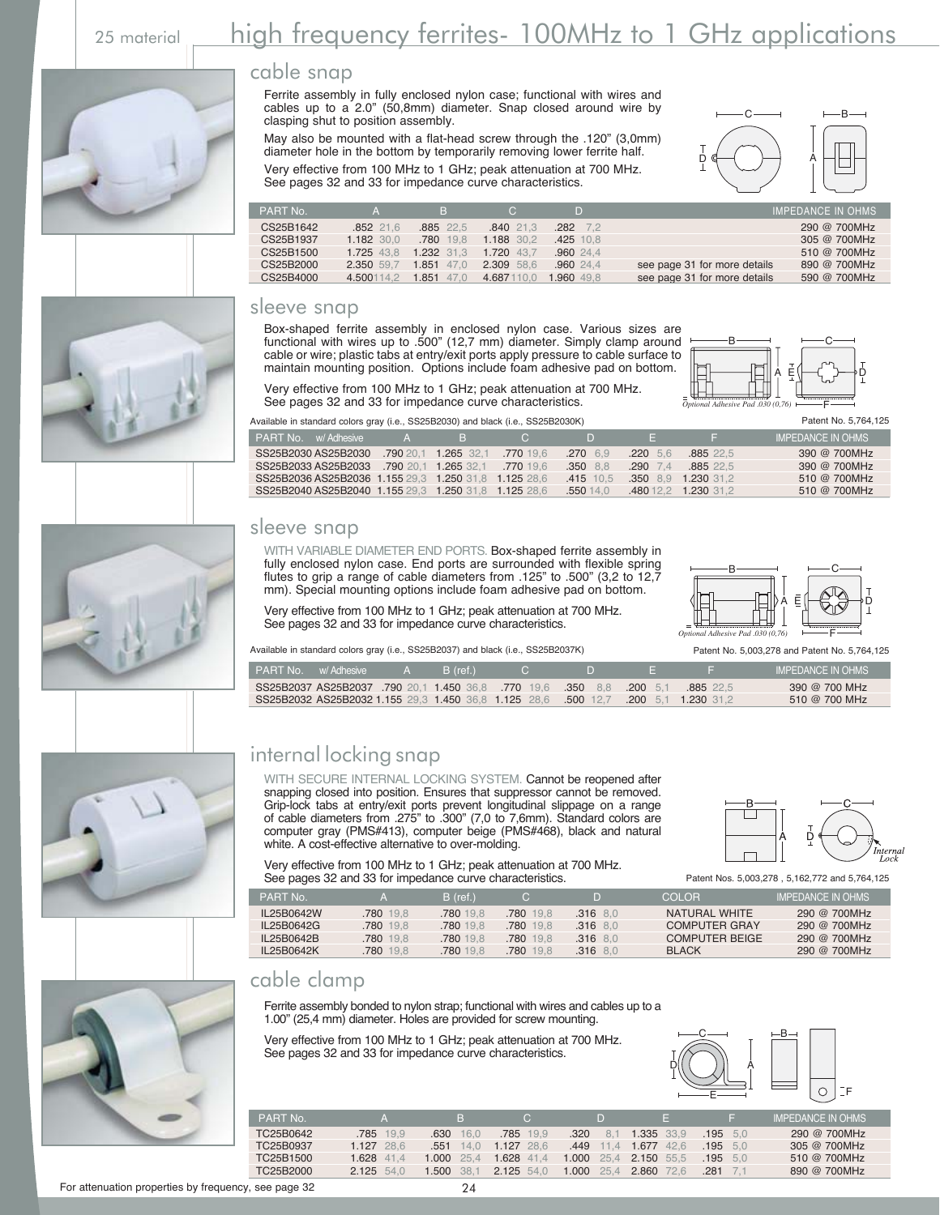25 material

# high frequency ferrites- 100MHz to 1 GHz applications

## cable snap

Ferrite assembly in fully enclosed nylon case; functional with wires and cables up to a 2.0" (50,8mm) diameter. Snap closed around wire by clasping shut to position assembly.

May also be mounted with a flat-head screw through the .120" (3,0mm) diameter hole in the bottom by temporarily removing lower ferrite half.

Very effective from 100 MHz to 1 GHz; peak attenuation at 700 MHz. See pages 32 and 33 for impedance curve characteristics.

| PART No. | A | B | C | D | | IMPEDANCE IN OHMS |
|---|---|---|---|---|---|---|
| CS25B1642 | .852 21,6 | .885 22,5 | .840 21,3 | .282 7,2 | | 290 @ 700MHz |
| CS25B1937 | 1.182 30,0 | .780 19,8 | 1.188 30,2 | .425 10,8 | | 305 @ 700MHz |
| CS25B1500 | 1.725 43,8 | 1.232 31,3 | 1.720 43,7 | .960 24,4 | | 510 @ 700MHz |
| CS25B2000 | 2.350 59,7 | 1.851 47,0 | 2.309 58,6 | .960 24,4 | see page 31 for more details | 890 @ 700MHz |
| CS25B4000 | 4.500 114,2 | 1.851 47,0 | 4.687 110,0 | 1.960 49,8 | see page 31 for more details | 590 @ 700MHz |

## sleeve snap

Box-shaped ferrite assembly in enclosed nylon case. Various sizes are functional with wires up to .500" (12,7 mm) diameter. Simply clamp around cable or wire; plastic tabs at entry/exit ports apply pressure to cable surface to maintain mounting position. Options include foam adhesive pad on bottom.

Very effective from 100 MHz to 1 GHz; peak attenuation at 700 MHz. See pages 32 and 33 for impedance curve characteristics.

Optional Adhesive Pad .030 (0,76)

Available in standard colors gray (i.e., SS25B2030) and black (i.e., SS25B2030K)

Patent No. 5,764,125

| PART No. | w/ Adhesive | A | B | C | D | E | F | IMPEDANCE IN OHMS |
|---|---|---|---|---|---|---|---|---|
| SS25B2030 | AS25B2030 | .790 20,1 | 1.265 32,1 | .770 19,6 | .270 6,9 | .220 5,6 | .885 22,5 | 390 @ 700MHz |
| SS25B2033 | AS25B2033 | .790 20,1 | 1.265 32,1 | .770 19,6 | .350 8,8 | .290 7,4 | .885 22,5 | 390 @ 700MHz |
| SS25B2036 | AS25B2036 | 1.155 29,3 | 1.250 31,8 | 1.125 28,6 | .415 10,5 | .350 8,9 | 1.230 31,2 | 510 @ 700MHz |
| SS25B2040 | AS25B2040 | 1.155 29,3 | 1.250 31,8 | 1.125 28,6 | .550 14,0 | .480 12,2 | 1.230 31,2 | 510 @ 700MHz |

## sleeve snap

WITH VARIABLE DIAMETER END PORTS. Box-shaped ferrite assembly in fully enclosed nylon case. End ports are surrounded with flexible spring flutes to grip a range of cable diameters from .125" to .500" (3,2 to 12,7 mm). Special mounting options include foam adhesive pad on bottom.

Very effective from 100 MHz to 1 GHz; peak attenuation at 700 MHz. See pages 32 and 33 for impedance curve characteristics.

Optional Adhesive Pad .030 (0,76)

Available in standard colors gray (i.e., SS25B2037) and black (i.e., SS25B2037K)

Patent No. 5,003,278 and Patent No. 5,764,125

| PART No. | w/ Adhesive | A | B (ref.) | C | D | E | F | IMPEDANCE IN OHMS |
|---|---|---|---|---|---|---|---|---|
| SS25B2037 | AS25B2037 | .790 20,1 | 1.450 36,8 | .770 19,6 | .350 8,8 | .200 5,1 | .885 22,5 | 390 @ 700 MHz |
| SS25B2032 | AS25B2032 | 1.155 29,3 | 1.450 36,8 | 1.125 28,6 | .500 12,7 | .200 5,1 | 1.230 31,2 | 510 @ 700 MHz |

## internal locking snap

WITH SECURE INTERNAL LOCKING SYSTEM. Cannot be reopened after snapping closed into position. Ensures that suppressor cannot be removed. Grip-lock tabs at entry/exit ports prevent longitudinal slippage on a range of cable diameters from .275" to .300" (7,0 to 7,6mm). Standard colors are computer gray (PMS#413), computer beige (PMS#468), black and natural white. A cost-effective alternative to over-molding.

Very effective from 100 MHz to 1 GHz; peak attenuation at 700 MHz. See pages 32 and 33 for impedance curve characteristics.

Internal Lock

Patent Nos. 5,003,278 , 5,162,772 and 5,764,125

| PART No. | A | B (ref.) | C | D | COLOR | IMPEDANCE IN OHMS |
|---|---|---|---|---|---|---|
| IL25B0642W | .780 19,8 | .780 19,8 | .780 19,8 | .316 8,0 | NATURAL WHITE | 290 @ 700MHz |
| IL25B0642G | .780 19,8 | .780 19,8 | .780 19,8 | .316 8,0 | COMPUTER GRAY | 290 @ 700MHz |
| IL25B0642B | .780 19,8 | .780 19,8 | .780 19,8 | .316 8,0 | COMPUTER BEIGE | 290 @ 700MHz |
| IL25B0642K | .780 19,8 | .780 19,8 | .780 19,8 | .316 8,0 | BLACK | 290 @ 700MHz |

## cable clamp

Ferrite assembly bonded to nylon strap; functional with wires and cables up to a 1.00" (25,4 mm) diameter. Holes are provided for screw mounting.

Very effective from 100 MHz to 1 GHz; peak attenuation at 700 MHz. See pages 32 and 33 for impedance curve characteristics.

| PART No. | A | B | C | D | E | F | IMPEDANCE IN OHMS |
|---|---|---|---|---|---|---|---|
| TC25B0642 | .785 19,9 | .630 16,0 | .785 19,9 | .320 8,1 | 1.335 33,9 | .195 5,0 | 290 @ 700MHz |
| TC25B0937 | 1.127 28,6 | .551 14,0 | 1.127 28,6 | .449 11,4 | 1.677 42,6 | .195 5,0 | 305 @ 700MHz |
| TC25B1500 | 1.628 41,4 | 1.000 25,4 | 1.628 41,4 | 1.000 25,4 | 2.150 55,5 | .195 5,0 | 510 @ 700MHz |
| TC25B2000 | 2.125 54,0 | 1.500 38,1 | 2.125 54,0 | 1.000 25,4 | 2.860 72,6 | .281 7,1 | 890 @ 700MHz |

For attenuation properties by frequency, see page 32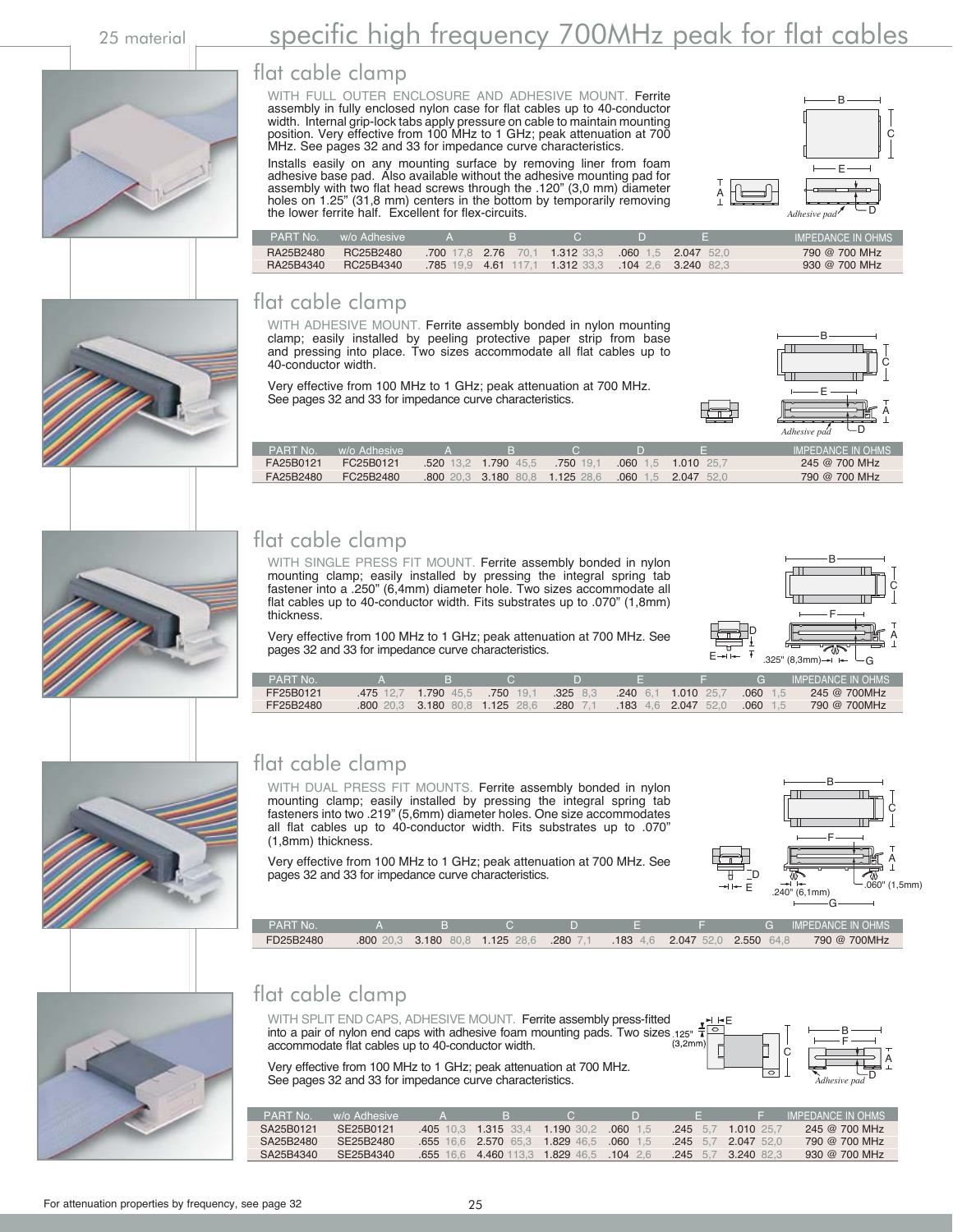# specific high frequency 700MHz peak for flat cables

25 material

## flat cable clamp

WITH FULL OUTER ENCLOSURE AND ADHESIVE MOUNT. Ferrite assembly in fully enclosed nylon case for flat cables up to 40-conductor width. Internal grip-lock tabs apply pressure on cable to maintain mounting position. Very effective from 100 MHz to 1 GHz; peak attenuation at 700 MHz. See pages 32 and 33 for impedance curve characteristics.

Installs easily on any mounting surface by removing liner from foam adhesive base pad. Also available without the adhesive mounting pad for assembly with two flat head screws through the .120" (3,0 mm) diameter holes on 1.25" (31,8 mm) centers in the bottom by temporarily removing the lower ferrite half. Excellent for flex-circuits.

B
C
E
A
D
Adhesive pad

| PART No. | w/o Adhesive | A | B | C | D | E | IMPEDANCE IN OHMS |
|---|---|---|---|---|---|---|---|
| RA25B2480 | RC25B2480 | .700 17,8 | 2.76 70,1 | 1.312 33,3 | .060 1,5 | 2.047 52,0 | 790 @ 700 MHz |
| RA25B4340 | RC25B4340 | .785 19,9 | 4.61 117,1 | 1.312 33,3 | .104 2,6 | 3.240 82,3 | 930 @ 700 MHz |

## flat cable clamp

WITH ADHESIVE MOUNT. Ferrite assembly bonded in nylon mounting clamp; easily installed by peeling protective paper strip from base and pressing into place. Two sizes accommodate all flat cables up to 40-conductor width.

Very effective from 100 MHz to 1 GHz; peak attenuation at 700 MHz. See pages 32 and 33 for impedance curve characteristics.

B
C
E
A
Adhesive pad
D

| PART No. | w/o Adhesive | A | B | C | D | E | IMPEDANCE IN OHMS |
|---|---|---|---|---|---|---|---|
| FA25B0121 | FC25B0121 | .520 13,2 | 1.790 45,5 | .750 19,1 | .060 1,5 | 1.010 25,7 | 245 @ 700 MHz |
| FA25B2480 | FC25B2480 | .800 20,3 | 3.180 80,8 | 1.125 28,6 | .060 1,5 | 2.047 52,0 | 790 @ 700 MHz |

## flat cable clamp

WITH SINGLE PRESS FIT MOUNT. Ferrite assembly bonded in nylon mounting clamp; easily installed by pressing the integral spring tab fastener into a .250" (6,4mm) diameter hole. Two sizes accommodate all flat cables up to 40-conductor width. Fits substrates up to .070" (1,8mm) thickness.

Very effective from 100 MHz to 1 GHz; peak attenuation at 700 MHz. See pages 32 and 33 for impedance curve characteristics.

B
C
F
D
A
E
.325" (8,3mm)
G

| PART No. | A | B | C | D | E | F | G | IMPEDANCE IN OHMS |
|---|---|---|---|---|---|---|---|---|
| FF25B0121 | .475 12,7 | 1.790 45,5 | .750 19,1 | .325 8,3 | .240 6,1 | 1.010 25,7 | .060 1,5 | 245 @ 700MHz |
| FF25B2480 | .800 20,3 | 3.180 80,8 | 1.125 28,6 | .280 7,1 | .183 4,6 | 2.047 52,0 | .060 1,5 | 790 @ 700MHz |

## flat cable clamp

WITH DUAL PRESS FIT MOUNTS. Ferrite assembly bonded in nylon mounting clamp; easily installed by pressing the integral spring tab fasteners into two .219" (5,6mm) diameter holes. One size accommodates all flat cables up to 40-conductor width. Fits substrates up to .070" (1,8mm) thickness.

Very effective from 100 MHz to 1 GHz; peak attenuation at 700 MHz. See pages 32 and 33 for impedance curve characteristics.

B
C
F
A
D
E
.240" (6,1mm)
.060" (1,5mm)
G

| PART No. | A | B | C | D | E | F | G | IMPEDANCE IN OHMS |
|---|---|---|---|---|---|---|---|---|
| FD25B2480 | .800 20,3 | 3.180 80,8 | 1.125 28,6 | .280 7,1 | .183 4,6 | 2.047 52,0 | 2.550 64,8 | 790 @ 700MHz |

## flat cable clamp

WITH SPLIT END CAPS, ADHESIVE MOUNT. Ferrite assembly press-fitted into a pair of nylon end caps with adhesive foam mounting pads. Two sizes accommodate flat cables up to 40-conductor width.

Very effective from 100 MHz to 1 GHz; peak attenuation at 700 MHz. See pages 32 and 33 for impedance curve characteristics.

E
.125" (3,2mm)
C
B
F
A
D
Adhesive pad

| PART No. | w/o Adhesive | A | B | C | D | E | F | IMPEDANCE IN OHMS |
|---|---|---|---|---|---|---|---|---|
| SA25B0121 | SE25B0121 | .405 10,3 | 1.315 33,4 | 1.190 30,2 | .060 1,5 | .245 5,7 | 1.010 25,7 | 245 @ 700 MHz |
| SA25B2480 | SE25B2480 | .655 16,6 | 2.570 65,3 | 1.829 46,5 | .060 1,5 | .245 5,7 | 2.047 52,0 | 790 @ 700 MHz |
| SA25B4340 | SE25B4340 | .655 16,6 | 4.460 113,3 | 1.829 46,5 | .104 2,6 | .245 5,7 | 3.240 82,3 | 930 @ 700 MHz |

For attenuation properties by frequency, see page 32